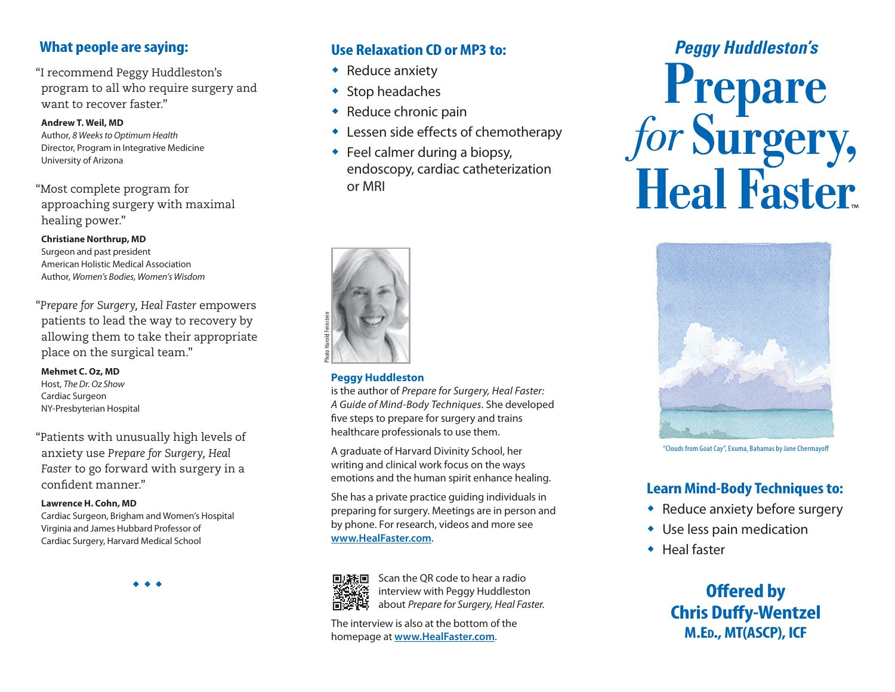## What people are saying:

"I recommend Peggy Huddleston's program to all who require surgery and want to recover faster."

**Andrew T. Weil, MD**
Author, *8 Weeks to Optimum Health*
Director, Program in Integrative Medicine
University of Arizona

"Most complete program for approaching surgery with maximal healing power."

**Christiane Northrup, MD**
Surgeon and past president
American Holistic Medical Association
Author, *Women's Bodies, Women's Wisdom*

"*Prepare for Surgery, Heal Faster* empowers patients to lead the way to recovery by allowing them to take their appropriate place on the surgical team."

**Mehmet C. Oz, MD**
Host, *The Dr. Oz Show*
Cardiac Surgeon
NY-Presbyterian Hospital

"Patients with unusually high levels of anxiety use *Prepare for Surgery, Heal Faster* to go forward with surgery in a confident manner."

**Lawrence H. Cohn, MD**
Cardiac Surgeon, Brigham and Women's Hospital
Virginia and James Hubbard Professor of Cardiac Surgery, Harvard Medical School

◆ ◆ ◆

## Use Relaxation CD or MP3 to:

- Reduce anxiety
- Stop headaches
- Reduce chronic pain
- Lessen side effects of chemotherapy
- Feel calmer during a biopsy, endoscopy, cardiac catheterization or MRI

Photo Harold Feinstein

**Peggy Huddleston**
is the author of *Prepare for Surgery, Heal Faster: A Guide of Mind-Body Techniques*. She developed five steps to prepare for surgery and trains healthcare professionals to use them.

A graduate of Harvard Divinity School, her writing and clinical work focus on the ways emotions and the human spirit enhance healing.

She has a private practice guiding individuals in preparing for surgery. Meetings are in person and by phone. For research, videos and more see **www.HealFaster.com**.

Scan the QR code to hear a radio interview with Peggy Huddleston about *Prepare for Surgery, Heal Faster.*

The interview is also at the bottom of the homepage at **www.HealFaster.com**.

*Peggy Huddleston's*

# Prepare *for* Surgery, Heal Faster™

"Clouds from Goat Cay", Exuma, Bahamas by Jane Chermayoff

## Learn Mind-Body Techniques to:

- Reduce anxiety before surgery
- Use less pain medication
- Heal faster

**Offered by**
**Chris Duffy-Wentzel**
**M.Ed., MT(ASCP), ICF**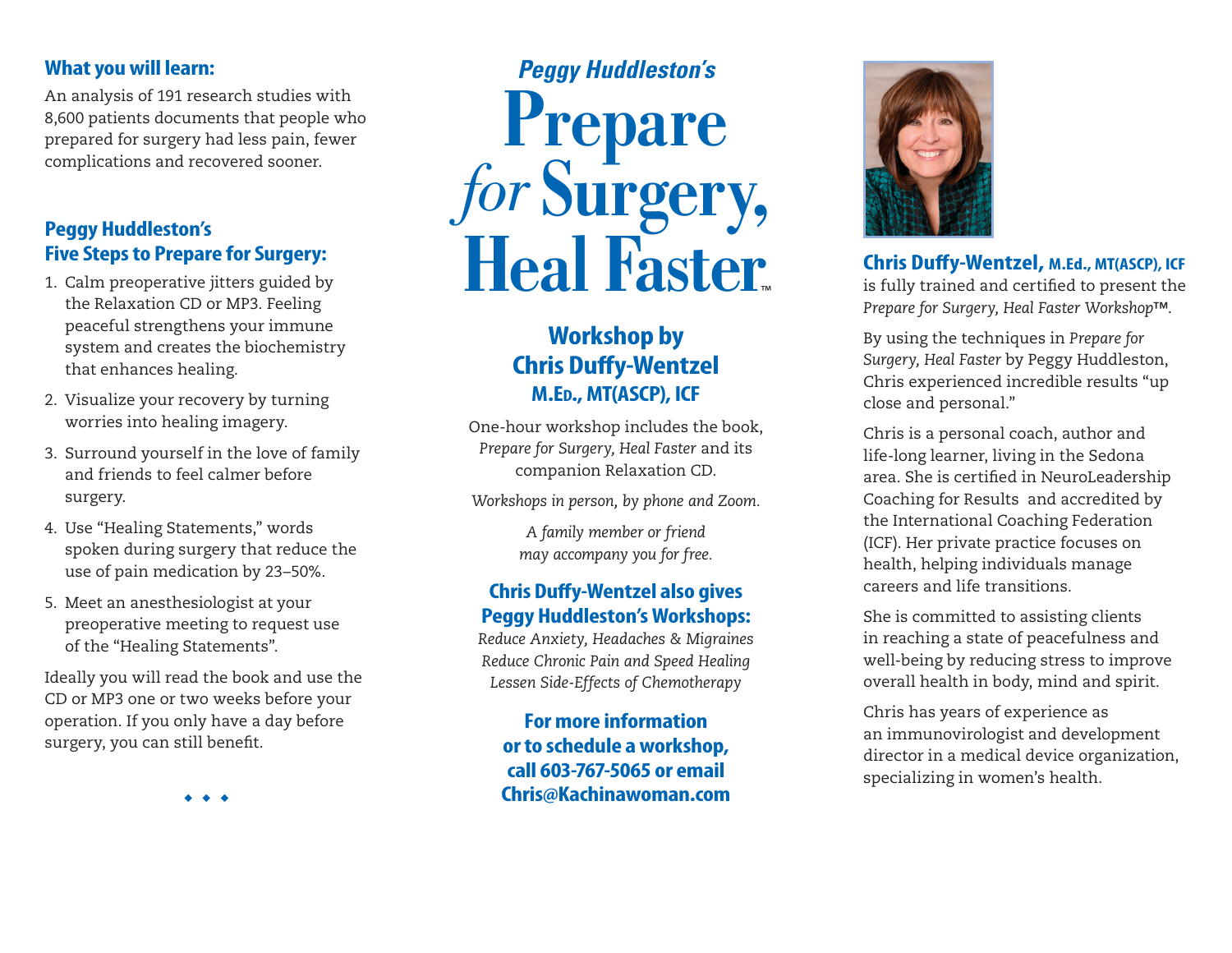## What you will learn:

An analysis of 191 research studies with 8,600 patients documents that people who prepared for surgery had less pain, fewer complications and recovered sooner.

## Peggy Huddleston's Five Steps to Prepare for Surgery:

1. Calm preoperative jitters guided by the Relaxation CD or MP3. Feeling peaceful strengthens your immune system and creates the biochemistry that enhances healing.
2. Visualize your recovery by turning worries into healing imagery.
3. Surround yourself in the love of family and friends to feel calmer before surgery.
4. Use "Healing Statements," words spoken during surgery that reduce the use of pain medication by 23–50%.
5. Meet an anesthesiologist at your preoperative meeting to request use of the "Healing Statements".

Ideally you will read the book and use the CD or MP3 one or two weeks before your operation. If you only have a day before surgery, you can still benefit.

◆ ◆ ◆

*Peggy Huddleston's*

# Prepare *for* Surgery, Heal Faster™

## Workshop by Chris Duffy-Wentzel M.Ed., MT(ASCP), ICF

One-hour workshop includes the book, *Prepare for Surgery, Heal Faster* and its companion Relaxation CD.

*Workshops in person, by phone and Zoom.*

*A family member or friend may accompany you for free.*

## Chris Duffy-Wentzel also gives Peggy Huddleston's Workshops:

*Reduce Anxiety, Headaches & Migraines*
*Reduce Chronic Pain and Speed Healing*
*Lessen Side-Effects of Chemotherapy*

**For more information or to schedule a workshop, call 603-767-5065 or email Chris@Kachinawoman.com**

**Chris Duffy-Wentzel, M.Ed., MT(ASCP), ICF** is fully trained and certified to present the *Prepare for Surgery, Heal Faster Workshop*™.

By using the techniques in *Prepare for Surgery, Heal Faster* by Peggy Huddleston, Chris experienced incredible results "up close and personal."

Chris is a personal coach, author and life-long learner, living in the Sedona area. She is certified in NeuroLeadership Coaching for Results and accredited by the International Coaching Federation (ICF). Her private practice focuses on health, helping individuals manage careers and life transitions.

She is committed to assisting clients in reaching a state of peacefulness and well-being by reducing stress to improve overall health in body, mind and spirit.

Chris has years of experience as an immunovirologist and development director in a medical device organization, specializing in women's health.